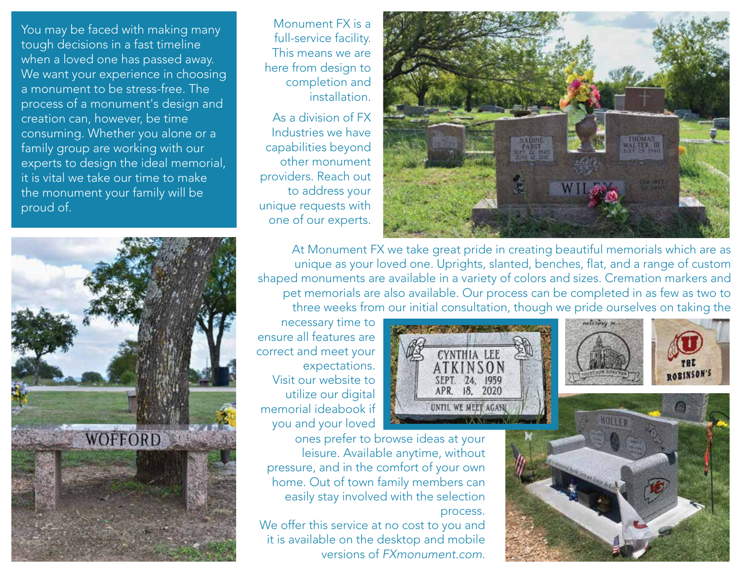You may be faced with making many tough decisions in a fast timeline when a loved one has passed away. We want your experience in choosing a monument to be stress-free. The process of a monument's design and creation can, however, be time consuming. Whether you alone or a family group are working with our experts to design the ideal memorial, it is vital we take our time to make the monument your family will be proud of.

Monument FX is a full-service facility. This means we are here from design to completion and installation.

As a division of FX Industries we have capabilities beyond other monument providers. Reach out to address your unique requests with one of our experts.

At Monument FX we take great pride in creating beautiful memorials which are as unique as your loved one. Uprights, slanted, benches, flat, and a range of custom shaped monuments are available in a variety of colors and sizes. Cremation markers and pet memorials are also available. Our process can be completed in as few as two to three weeks from our initial consultation, though we pride ourselves on taking the necessary time to ensure all features are correct and meet your expectations. Visit our website to utilize our digital memorial ideabook if you and your loved ones prefer to browse ideas at your leisure. Available anytime, without pressure, and in the comfort of your own home. Out of town family members can easily stay involved with the selection process.

We offer this service at no cost to you and it is available on the desktop and mobile versions of *FXmonument.com*.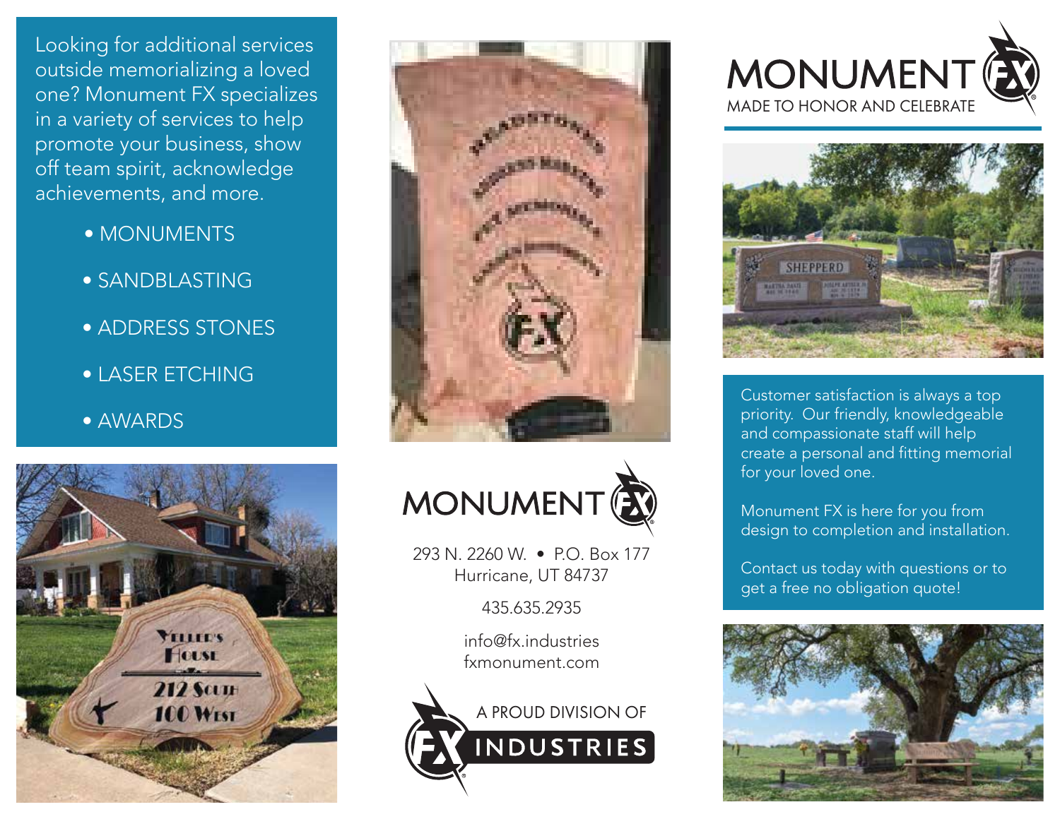Looking for additional services outside memorializing a loved one? Monument FX specializes in a variety of services to help promote your business, show off team spirit, acknowledge achievements, and more.

- MONUMENTS
- SANDBLASTING
- ADDRESS STONES
- LASER ETCHING
- AWARDS

MONUMENT FX

293 N. 2260 W. • P.O. Box 177
Hurricane, UT 84737

435.635.2935

info@fx.industries
fxmonument.com

A PROUD DIVISION OF FX INDUSTRIES

# MONUMENT FX

MADE TO HONOR AND CELEBRATE

Customer satisfaction is always a top priority. Our friendly, knowledgeable and compassionate staff will help create a personal and fitting memorial for your loved one.

Monument FX is here for you from design to completion and installation.

Contact us today with questions or to get a free no obligation quote!